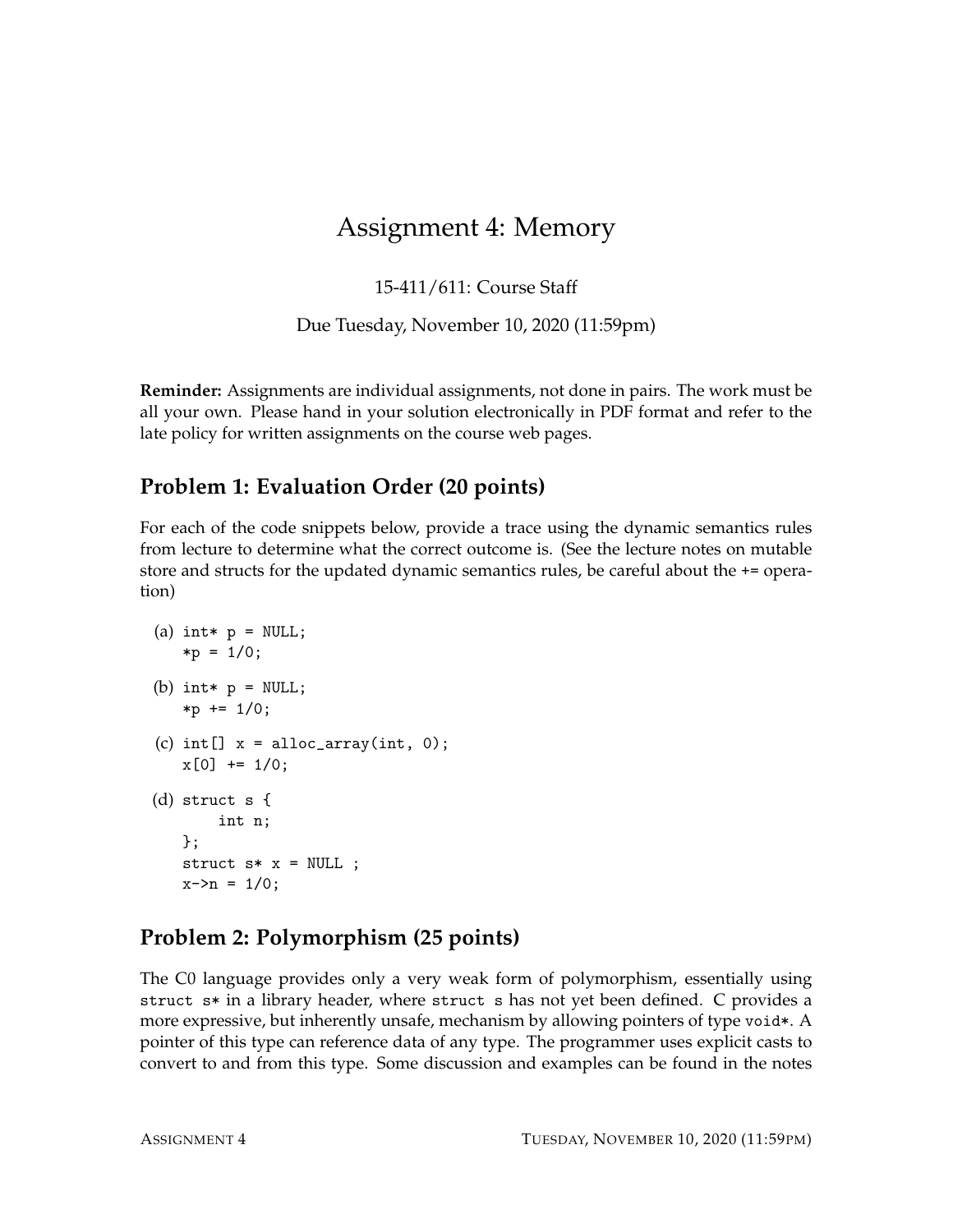# Assignment 4: Memory

15-411/611: Course Staff

Due Tuesday, November 10, 2020 (11:59pm)

**Reminder:** Assignments are individual assignments, not done in pairs. The work must be all your own. Please hand in your solution electronically in PDF format and refer to the late policy for written assignments on the course web pages.

## Problem 1: Evaluation Order (20 points)

For each of the code snippets below, provide a trace using the dynamic semantics rules from lecture to determine what the correct outcome is. (See the lecture notes on mutable store and structs for the updated dynamic semantics rules, be careful about the += operation)

(a)
```
int* p = NULL;
*p = 1/0;
```

(b)
```
int* p = NULL;
*p += 1/0;
```

(c)
```
int[] x = alloc_array(int, 0);
x[0] += 1/0;
```

(d)
```
struct s {
    int n;
};
struct s* x = NULL ;
x->n = 1/0;
```

## Problem 2: Polymorphism (25 points)

The C0 language provides only a very weak form of polymorphism, essentially using `struct s*` in a library header, where `struct s` has not yet been defined. C provides a more expressive, but inherently unsafe, mechanism by allowing pointers of type `void*`. A pointer of this type can reference data of any type. The programmer uses explicit casts to convert to and from this type. Some discussion and examples can be found in the notes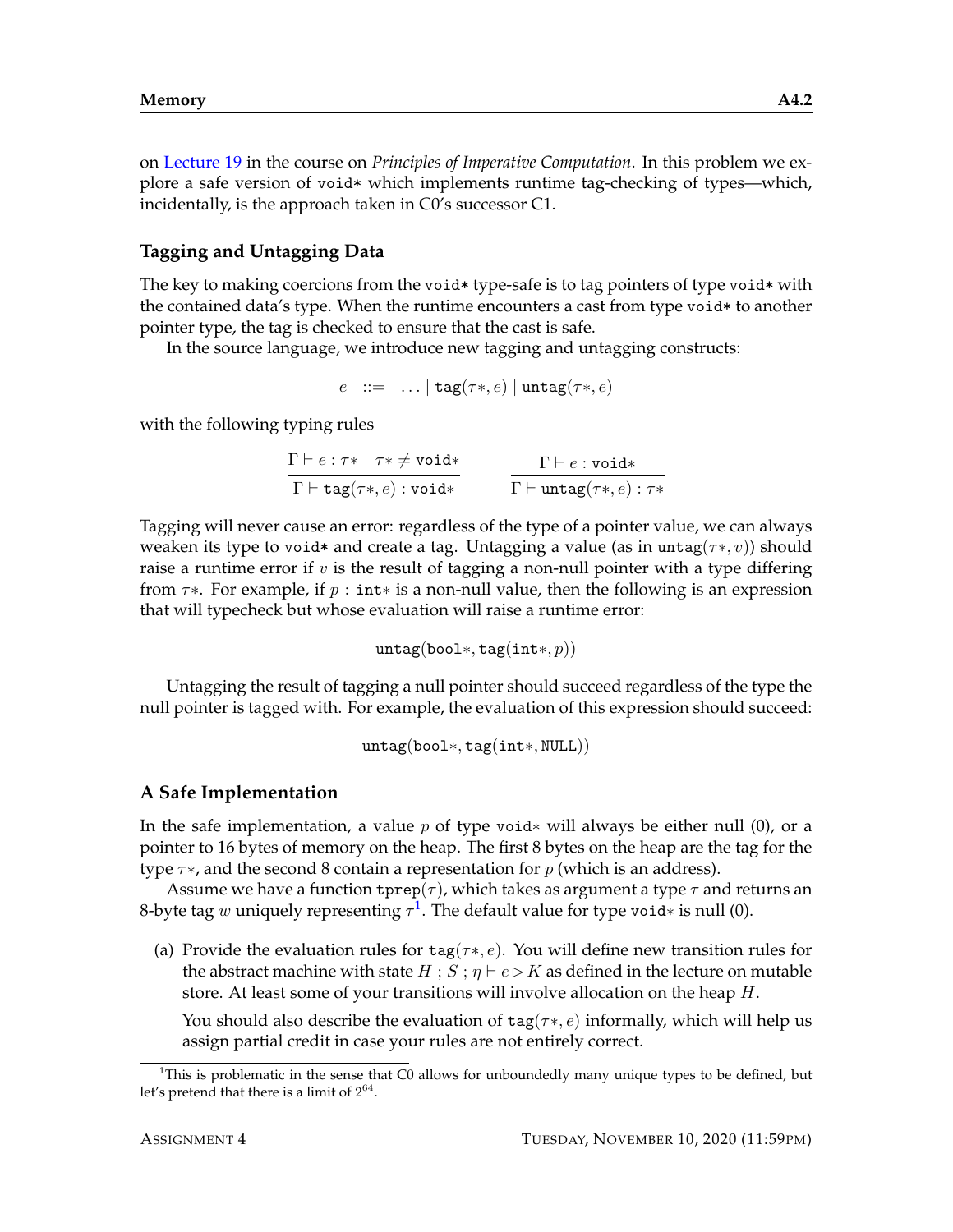on Lecture 19 in the course on *Principles of Imperative Computation*. In this problem we explore a safe version of `void*` which implements runtime tag-checking of types—which, incidentally, is the approach taken in C0's successor C1.

### Tagging and Untagging Data

The key to making coercions from the `void*` type-safe is to tag pointers of type `void*` with the contained data's type. When the runtime encounters a cast from type `void*` to another pointer type, the tag is checked to ensure that the cast is safe.

In the source language, we introduce new tagging and untagging constructs:

$$e \quad ::= \quad \ldots \mid \mathtt{tag}(\tau*, e) \mid \mathtt{untag}(\tau*, e)$$

with the following typing rules

$$\frac{\Gamma \vdash e : \tau* \quad \tau* \neq \mathtt{void}*}{\Gamma \vdash \mathtt{tag}(\tau*, e) : \mathtt{void}*} \qquad \frac{\Gamma \vdash e : \mathtt{void}*}{\Gamma \vdash \mathtt{untag}(\tau*, e) : \tau*}$$

Tagging will never cause an error: regardless of the type of a pointer value, we can always weaken its type to `void*` and create a tag. Untagging a value (as in $\mathtt{untag}(\tau*, v)$) should raise a runtime error if $v$ is the result of tagging a non-null pointer with a type differing from $\tau*$. For example, if $p : \mathtt{int}*$ is a non-null value, then the following is an expression that will typecheck but whose evaluation will raise a runtime error:

$$\mathtt{untag}(\mathtt{bool}*, \mathtt{tag}(\mathtt{int}*, p))$$

Untagging the result of tagging a null pointer should succeed regardless of the type the null pointer is tagged with. For example, the evaluation of this expression should succeed:

$$\mathtt{untag}(\mathtt{bool}*, \mathtt{tag}(\mathtt{int}*, \mathtt{NULL}))$$

### A Safe Implementation

In the safe implementation, a value $p$ of type $\mathtt{void}*$ will always be either null (0), or a pointer to 16 bytes of memory on the heap. The first 8 bytes on the heap are the tag for the type $\tau*$, and the second 8 contain a representation for $p$ (which is an address).

Assume we have a function $\mathtt{tprep}(\tau)$, which takes as argument a type $\tau$ and returns an 8-byte tag $w$ uniquely representing $\tau$[1]. The default value for type $\mathtt{void}*$ is null (0).

(a) Provide the evaluation rules for $\mathtt{tag}(\tau*, e)$. You will define new transition rules for the abstract machine with state $H \,;\, S \,;\, \eta \vdash e \rhd K$ as defined in the lecture on mutable store. At least some of your transitions will involve allocation on the heap $H$.

You should also describe the evaluation of $\mathtt{tag}(\tau*, e)$ informally, which will help us assign partial credit in case your rules are not entirely correct.

[1] This is problematic in the sense that C0 allows for unboundedly many unique types to be defined, but let's pretend that there is a limit of $2^{64}$.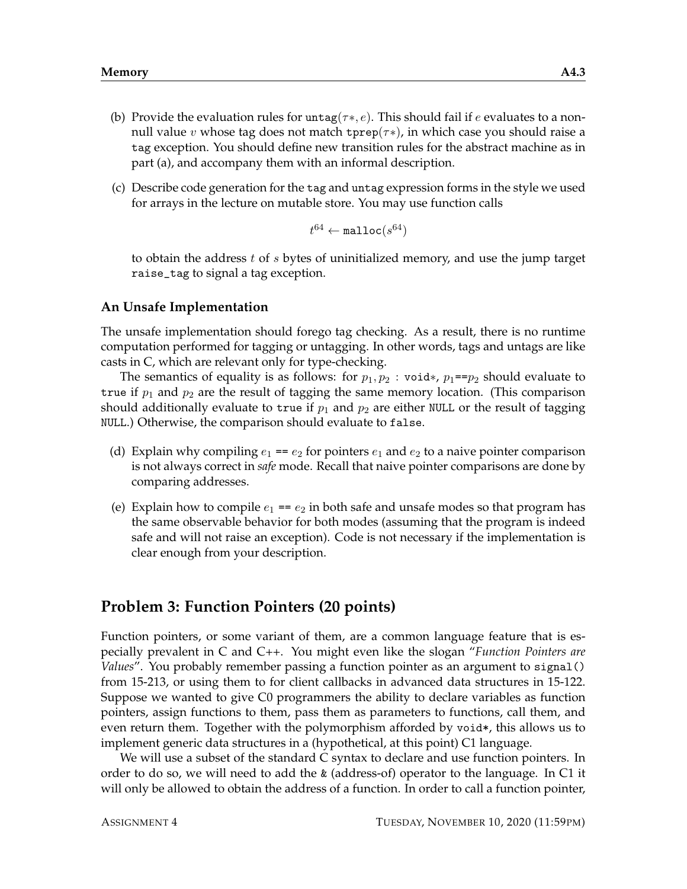(b) Provide the evaluation rules for untag($\tau*, e$). This should fail if $e$ evaluates to a non-null value $v$ whose tag does not match tprep($\tau*$), in which case you should raise a tag exception. You should define new transition rules for the abstract machine as in part (a), and accompany them with an informal description.

(c) Describe code generation for the tag and untag expression forms in the style we used for arrays in the lecture on mutable store. You may use function calls

$$t^{64} \leftarrow \texttt{malloc}(s^{64})$$

to obtain the address $t$ of $s$ bytes of uninitialized memory, and use the jump target raise_tag to signal a tag exception.

### An Unsafe Implementation

The unsafe implementation should forego tag checking. As a result, there is no runtime computation performed for tagging or untagging. In other words, tags and untags are like casts in C, which are relevant only for type-checking.

The semantics of equality is as follows: for $p_1, p_2$ : void$*$, $p_1$==$p_2$ should evaluate to true if $p_1$ and $p_2$ are the result of tagging the same memory location. (This comparison should additionally evaluate to true if $p_1$ and $p_2$ are either NULL or the result of tagging NULL.) Otherwise, the comparison should evaluate to false.

(d) Explain why compiling $e_1$ == $e_2$ for pointers $e_1$ and $e_2$ to a naive pointer comparison is not always correct in *safe* mode. Recall that naive pointer comparisons are done by comparing addresses.

(e) Explain how to compile $e_1$ == $e_2$ in both safe and unsafe modes so that program has the same observable behavior for both modes (assuming that the program is indeed safe and will not raise an exception). Code is not necessary if the implementation is clear enough from your description.

## Problem 3: Function Pointers (20 points)

Function pointers, or some variant of them, are a common language feature that is especially prevalent in C and C++. You might even like the slogan "*Function Pointers are Values*". You probably remember passing a function pointer as an argument to signal() from 15-213, or using them to for client callbacks in advanced data structures in 15-122. Suppose we wanted to give C0 programmers the ability to declare variables as function pointers, assign functions to them, pass them as parameters to functions, call them, and even return them. Together with the polymorphism afforded by void*, this allows us to implement generic data structures in a (hypothetical, at this point) C1 language.

We will use a subset of the standard C syntax to declare and use function pointers. In order to do so, we will need to add the & (address-of) operator to the language. In C1 it will only be allowed to obtain the address of a function. In order to call a function pointer,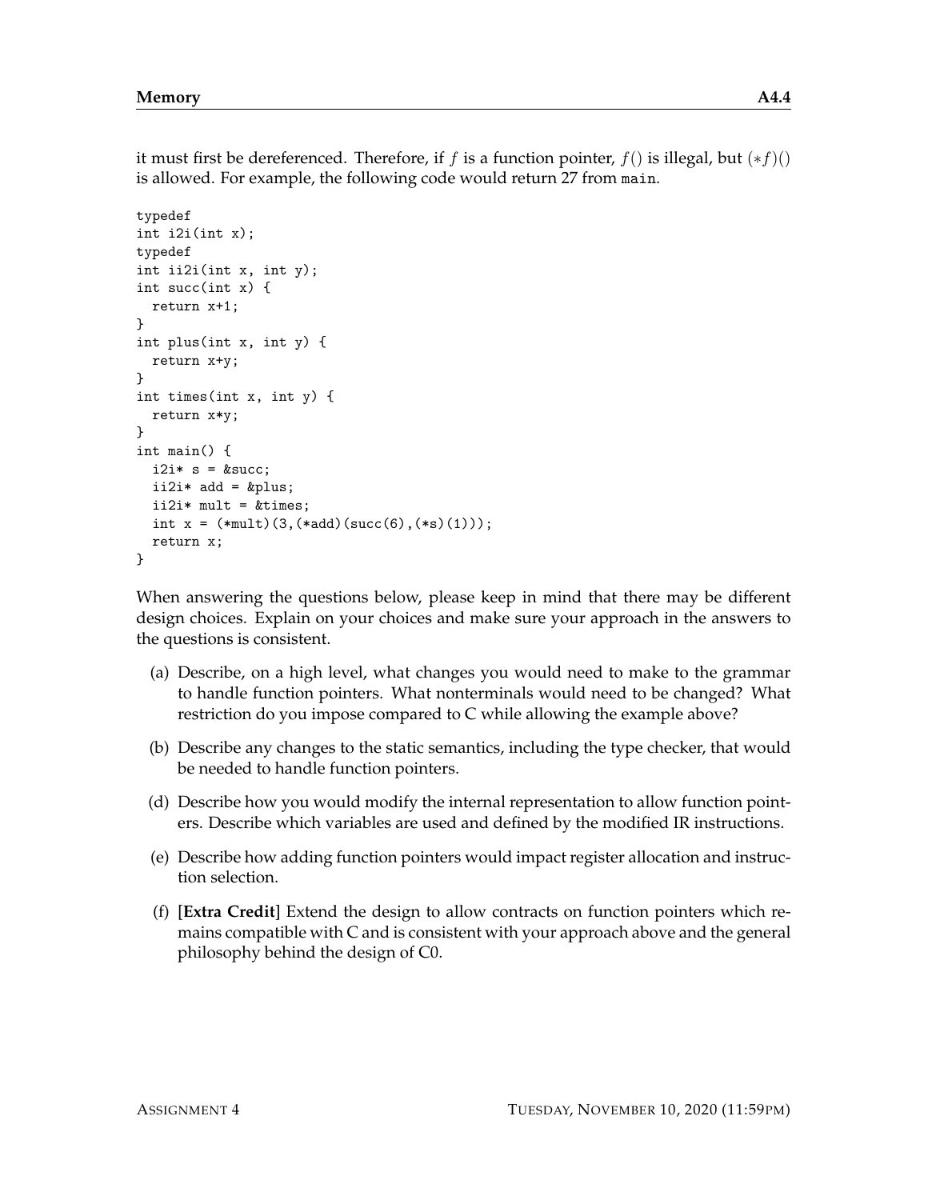it must first be dereferenced. Therefore, if $f$ is a function pointer, $f()$ is illegal, but $(*f)()$ is allowed. For example, the following code would return 27 from `main`.

```
typedef
int i2i(int x);
typedef
int ii2i(int x, int y);
int succ(int x) {
  return x+1;
}
int plus(int x, int y) {
  return x+y;
}
int times(int x, int y) {
  return x*y;
}
int main() {
  i2i* s = &succ;
  ii2i* add = &plus;
  ii2i* mult = &times;
  int x = (*mult)(3,(*add)(succ(6),(*s)(1)));
  return x;
}
```

When answering the questions below, please keep in mind that there may be different design choices. Explain on your choices and make sure your approach in the answers to the questions is consistent.

(a) Describe, on a high level, what changes you would need to make to the grammar to handle function pointers. What nonterminals would need to be changed? What restriction do you impose compared to C while allowing the example above?

(b) Describe any changes to the static semantics, including the type checker, that would be needed to handle function pointers.

(d) Describe how you would modify the internal representation to allow function pointers. Describe which variables are used and defined by the modified IR instructions.

(e) Describe how adding function pointers would impact register allocation and instruction selection.

(f) **[Extra Credit]** Extend the design to allow contracts on function pointers which remains compatible with C and is consistent with your approach above and the general philosophy behind the design of C0.